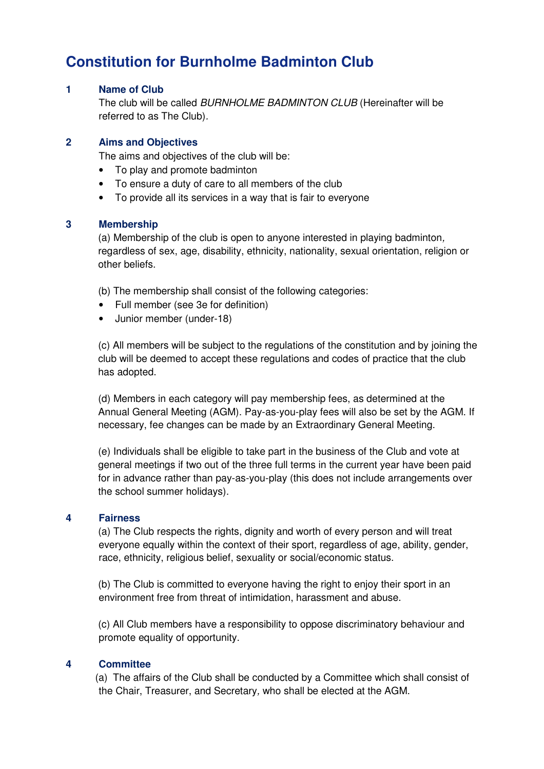# Constitution for Burnholme Badminton Club

## 1 Name of Club

The club will be called *BURNHOLME BADMINTON CLUB* (Hereinafter will be referred to as The Club).

## 2 Aims and Objectives

The aims and objectives of the club will be:

- To play and promote badminton
- To ensure a duty of care to all members of the club
- To provide all its services in a way that is fair to everyone

## 3 Membership

(a) Membership of the club is open to anyone interested in playing badminton, regardless of sex, age, disability, ethnicity, nationality, sexual orientation, religion or other beliefs.

(b) The membership shall consist of the following categories:

- Full member (see 3e for definition)
- Junior member (under-18)

(c) All members will be subject to the regulations of the constitution and by joining the club will be deemed to accept these regulations and codes of practice that the club has adopted.

(d) Members in each category will pay membership fees, as determined at the Annual General Meeting (AGM). Pay-as-you-play fees will also be set by the AGM. If necessary, fee changes can be made by an Extraordinary General Meeting.

(e) Individuals shall be eligible to take part in the business of the Club and vote at general meetings if two out of the three full terms in the current year have been paid for in advance rather than pay-as-you-play (this does not include arrangements over the school summer holidays).

## 4 Fairness

(a) The Club respects the rights, dignity and worth of every person and will treat everyone equally within the context of their sport, regardless of age, ability, gender, race, ethnicity, religious belief, sexuality or social/economic status.

(b) The Club is committed to everyone having the right to enjoy their sport in an environment free from threat of intimidation, harassment and abuse.

(c) All Club members have a responsibility to oppose discriminatory behaviour and promote equality of opportunity.

## 4 Committee

(a) The affairs of the Club shall be conducted by a Committee which shall consist of the Chair, Treasurer, and Secretary, who shall be elected at the AGM.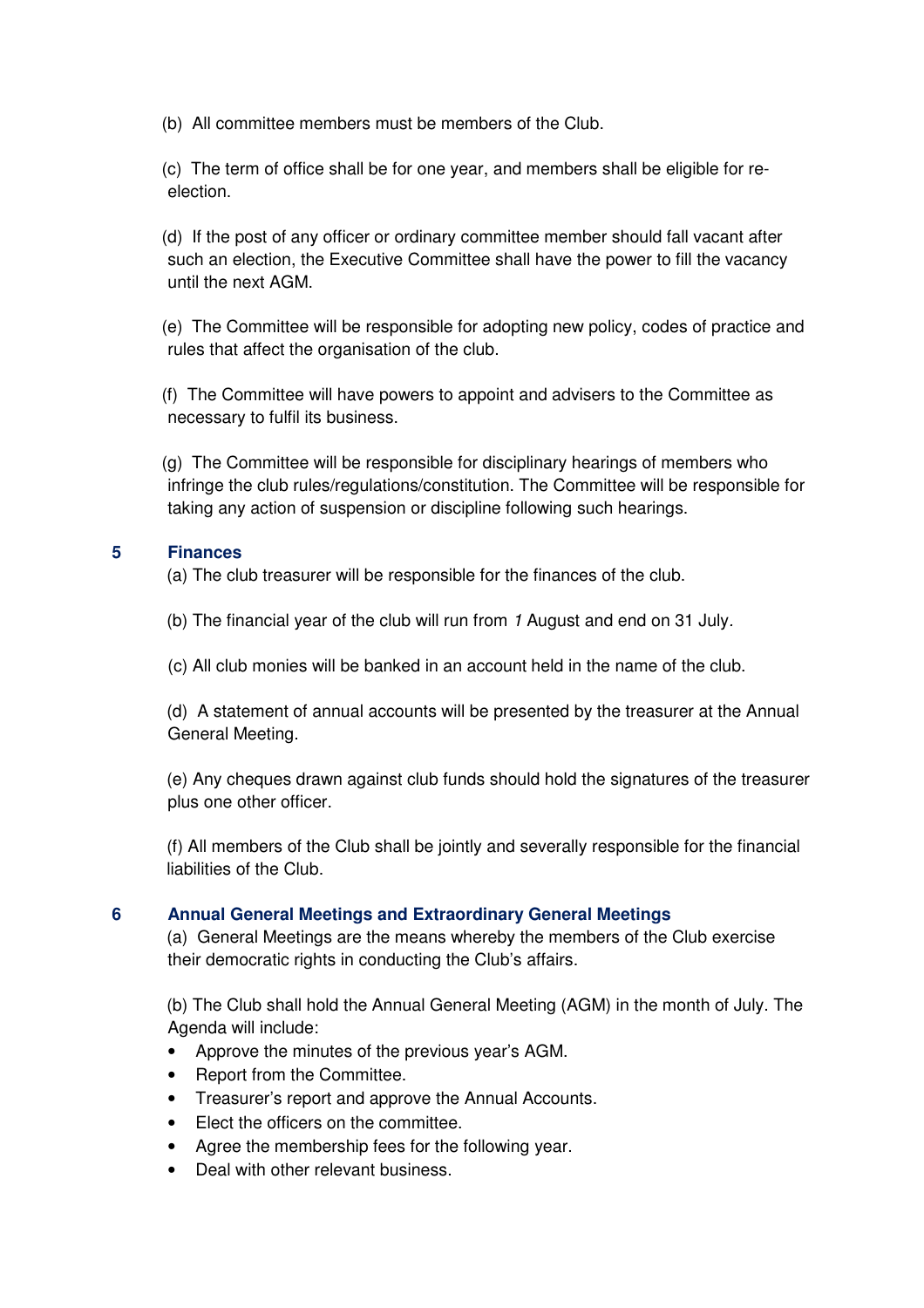(b) All committee members must be members of the Club.

(c) The term of office shall be for one year, and members shall be eligible for re-election.

(d) If the post of any officer or ordinary committee member should fall vacant after such an election, the Executive Committee shall have the power to fill the vacancy until the next AGM.

(e) The Committee will be responsible for adopting new policy, codes of practice and rules that affect the organisation of the club.

(f) The Committee will have powers to appoint and advisers to the Committee as necessary to fulfil its business.

(g) The Committee will be responsible for disciplinary hearings of members who infringe the club rules/regulations/constitution. The Committee will be responsible for taking any action of suspension or discipline following such hearings.

## 5 Finances

(a) The club treasurer will be responsible for the finances of the club.

(b) The financial year of the club will run from *1* August and end on 31 July.

(c) All club monies will be banked in an account held in the name of the club.

(d) A statement of annual accounts will be presented by the treasurer at the Annual General Meeting.

(e) Any cheques drawn against club funds should hold the signatures of the treasurer plus one other officer.

(f) All members of the Club shall be jointly and severally responsible for the financial liabilities of the Club.

## 6 Annual General Meetings and Extraordinary General Meetings

(a) General Meetings are the means whereby the members of the Club exercise their democratic rights in conducting the Club's affairs.

(b) The Club shall hold the Annual General Meeting (AGM) in the month of July. The Agenda will include:

- Approve the minutes of the previous year's AGM.
- Report from the Committee.
- Treasurer's report and approve the Annual Accounts.
- Elect the officers on the committee.
- Agree the membership fees for the following year.
- Deal with other relevant business.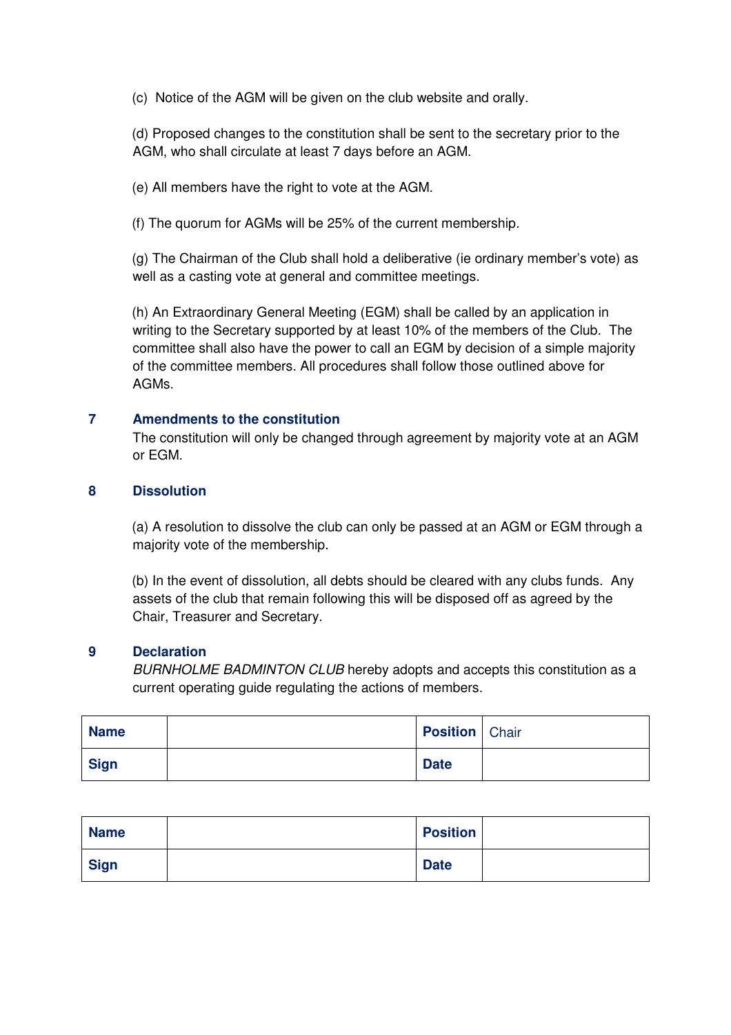(c) Notice of the AGM will be given on the club website and orally.

(d) Proposed changes to the constitution shall be sent to the secretary prior to the AGM, who shall circulate at least 7 days before an AGM.

(e) All members have the right to vote at the AGM.

(f) The quorum for AGMs will be 25% of the current membership.

(g) The Chairman of the Club shall hold a deliberative (ie ordinary member's vote) as well as a casting vote at general and committee meetings.

(h) An Extraordinary General Meeting (EGM) shall be called by an application in writing to the Secretary supported by at least 10% of the members of the Club. The committee shall also have the power to call an EGM by decision of a simple majority of the committee members. All procedures shall follow those outlined above for AGMs.

## 7 Amendments to the constitution

The constitution will only be changed through agreement by majority vote at an AGM or EGM.

## 8 Dissolution

(a) A resolution to dissolve the club can only be passed at an AGM or EGM through a majority vote of the membership.

(b) In the event of dissolution, all debts should be cleared with any clubs funds. Any assets of the club that remain following this will be disposed off as agreed by the Chair, Treasurer and Secretary.

## 9 Declaration

*BURNHOLME BADMINTON CLUB* hereby adopts and accepts this constitution as a current operating guide regulating the actions of members.

| | | | |
|---|---|---|---|
| **Name** | | **Position** | Chair |
| **Sign** | | **Date** | |

| | | | |
|---|---|---|---|
| **Name** | | **Position** | |
| **Sign** | | **Date** | |